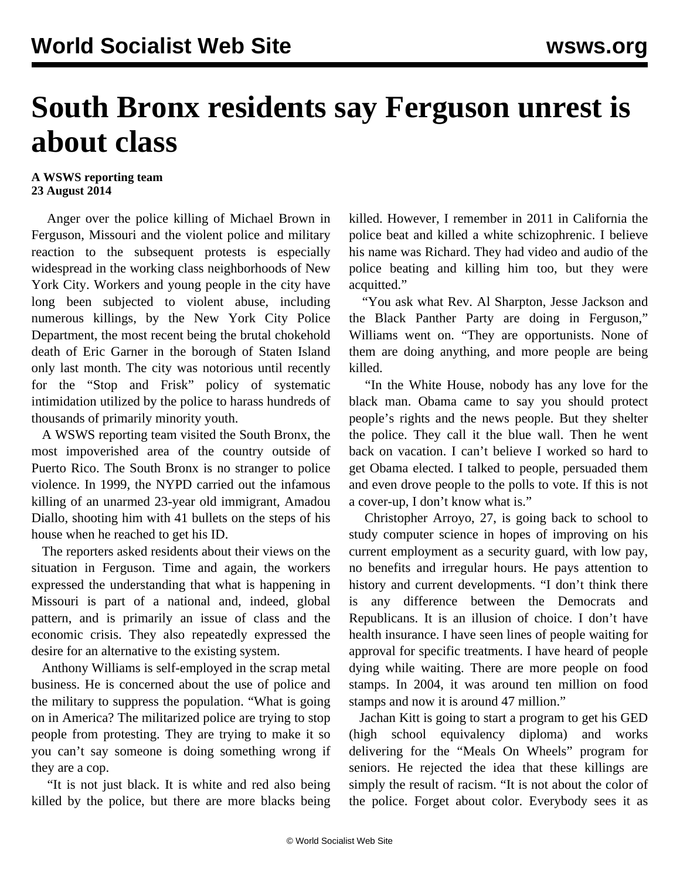# South Bronx residents say Ferguson unrest is about class

**A WSWS reporting team**
**23 August 2014**

Anger over the police killing of Michael Brown in Ferguson, Missouri and the violent police and military reaction to the subsequent protests is especially widespread in the working class neighborhoods of New York City. Workers and young people in the city have long been subjected to violent abuse, including numerous killings, by the New York City Police Department, the most recent being the brutal chokehold death of Eric Garner in the borough of Staten Island only last month. The city was notorious until recently for the "Stop and Frisk" policy of systematic intimidation utilized by the police to harass hundreds of thousands of primarily minority youth.

A WSWS reporting team visited the South Bronx, the most impoverished area of the country outside of Puerto Rico. The South Bronx is no stranger to police violence. In 1999, the NYPD carried out the infamous killing of an unarmed 23-year old immigrant, Amadou Diallo, shooting him with 41 bullets on the steps of his house when he reached to get his ID.

The reporters asked residents about their views on the situation in Ferguson. Time and again, the workers expressed the understanding that what is happening in Missouri is part of a national and, indeed, global pattern, and is primarily an issue of class and the economic crisis. They also repeatedly expressed the desire for an alternative to the existing system.

Anthony Williams is self-employed in the scrap metal business. He is concerned about the use of police and the military to suppress the population. "What is going on in America? The militarized police are trying to stop people from protesting. They are trying to make it so you can't say someone is doing something wrong if they are a cop.

"It is not just black. It is white and red also being killed by the police, but there are more blacks being killed. However, I remember in 2011 in California the police beat and killed a white schizophrenic. I believe his name was Richard. They had video and audio of the police beating and killing him too, but they were acquitted."

"You ask what Rev. Al Sharpton, Jesse Jackson and the Black Panther Party are doing in Ferguson," Williams went on. "They are opportunists. None of them are doing anything, and more people are being killed.

"In the White House, nobody has any love for the black man. Obama came to say you should protect people's rights and the news people. But they shelter the police. They call it the blue wall. Then he went back on vacation. I can't believe I worked so hard to get Obama elected. I talked to people, persuaded them and even drove people to the polls to vote. If this is not a cover-up, I don't know what is."

Christopher Arroyo, 27, is going back to school to study computer science in hopes of improving on his current employment as a security guard, with low pay, no benefits and irregular hours. He pays attention to history and current developments. "I don't think there is any difference between the Democrats and Republicans. It is an illusion of choice. I don't have health insurance. I have seen lines of people waiting for approval for specific treatments. I have heard of people dying while waiting. There are more people on food stamps. In 2004, it was around ten million on food stamps and now it is around 47 million."

Jachan Kitt is going to start a program to get his GED (high school equivalency diploma) and works delivering for the "Meals On Wheels" program for seniors. He rejected the idea that these killings are simply the result of racism. "It is not about the color of the police. Forget about color. Everybody sees it as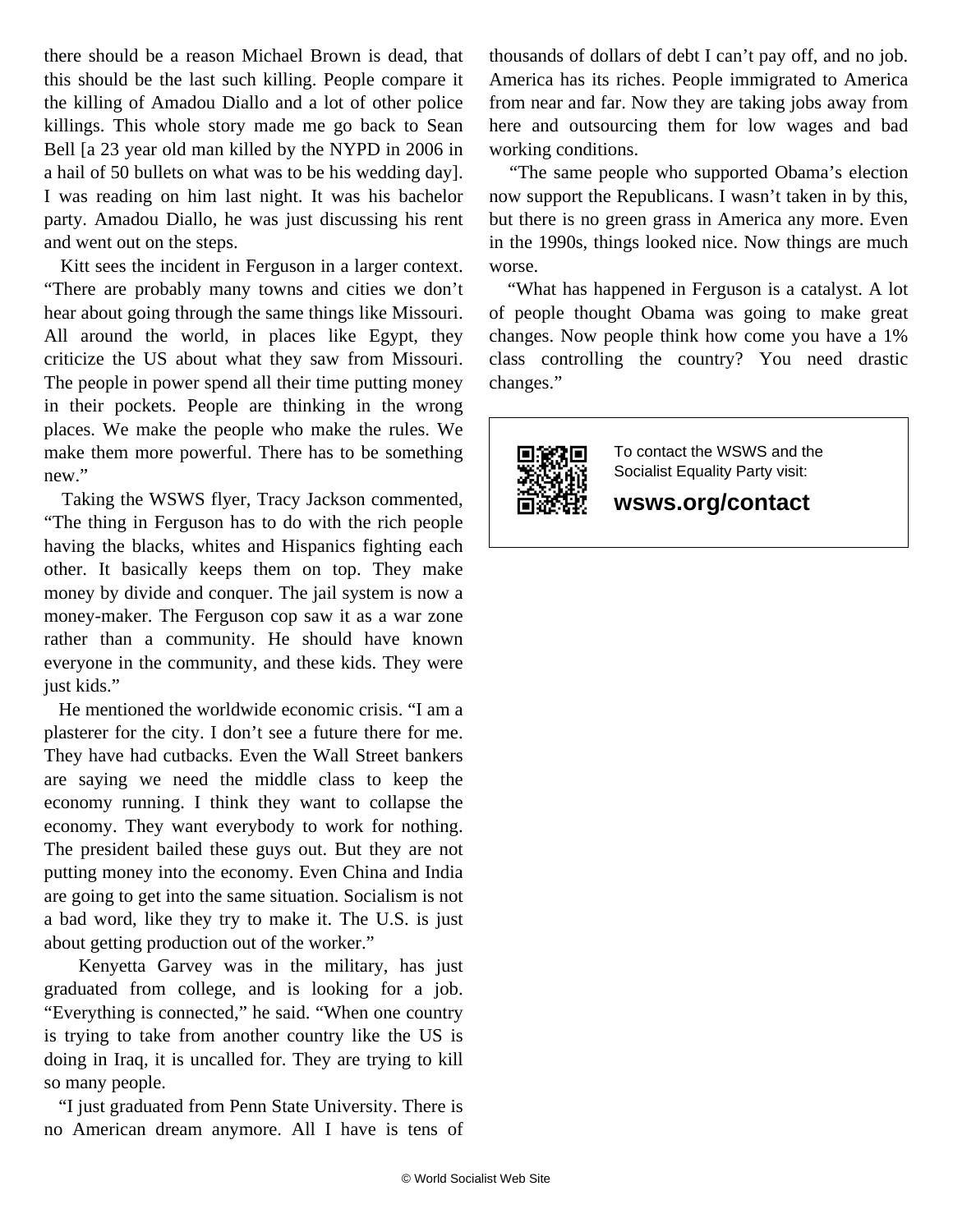there should be a reason Michael Brown is dead, that this should be the last such killing. People compare it the killing of Amadou Diallo and a lot of other police killings. This whole story made me go back to Sean Bell [a 23 year old man killed by the NYPD in 2006 in a hail of 50 bullets on what was to be his wedding day]. I was reading on him last night. It was his bachelor party. Amadou Diallo, he was just discussing his rent and went out on the steps.

Kitt sees the incident in Ferguson in a larger context. "There are probably many towns and cities we don't hear about going through the same things like Missouri. All around the world, in places like Egypt, they criticize the US about what they saw from Missouri. The people in power spend all their time putting money in their pockets. People are thinking in the wrong places. We make the people who make the rules. We make them more powerful. There has to be something new."

Taking the WSWS flyer, Tracy Jackson commented, "The thing in Ferguson has to do with the rich people having the blacks, whites and Hispanics fighting each other. It basically keeps them on top. They make money by divide and conquer. The jail system is now a money-maker. The Ferguson cop saw it as a war zone rather than a community. He should have known everyone in the community, and these kids. They were just kids."

He mentioned the worldwide economic crisis. "I am a plasterer for the city. I don't see a future there for me. They have had cutbacks. Even the Wall Street bankers are saying we need the middle class to keep the economy running. I think they want to collapse the economy. They want everybody to work for nothing. The president bailed these guys out. But they are not putting money into the economy. Even China and India are going to get into the same situation. Socialism is not a bad word, like they try to make it. The U.S. is just about getting production out of the worker."

Kenyetta Garvey was in the military, has just graduated from college, and is looking for a job. "Everything is connected," he said. "When one country is trying to take from another country like the US is doing in Iraq, it is uncalled for. They are trying to kill so many people.

"I just graduated from Penn State University. There is no American dream anymore. All I have is tens of thousands of dollars of debt I can't pay off, and no job. America has its riches. People immigrated to America from near and far. Now they are taking jobs away from here and outsourcing them for low wages and bad working conditions.

"The same people who supported Obama's election now support the Republicans. I wasn't taken in by this, but there is no green grass in America any more. Even in the 1990s, things looked nice. Now things are much worse.

"What has happened in Ferguson is a catalyst. A lot of people thought Obama was going to make great changes. Now people think how come you have a 1% class controlling the country? You need drastic changes."

To contact the WSWS and the Socialist Equality Party visit:

**wsws.org/contact**